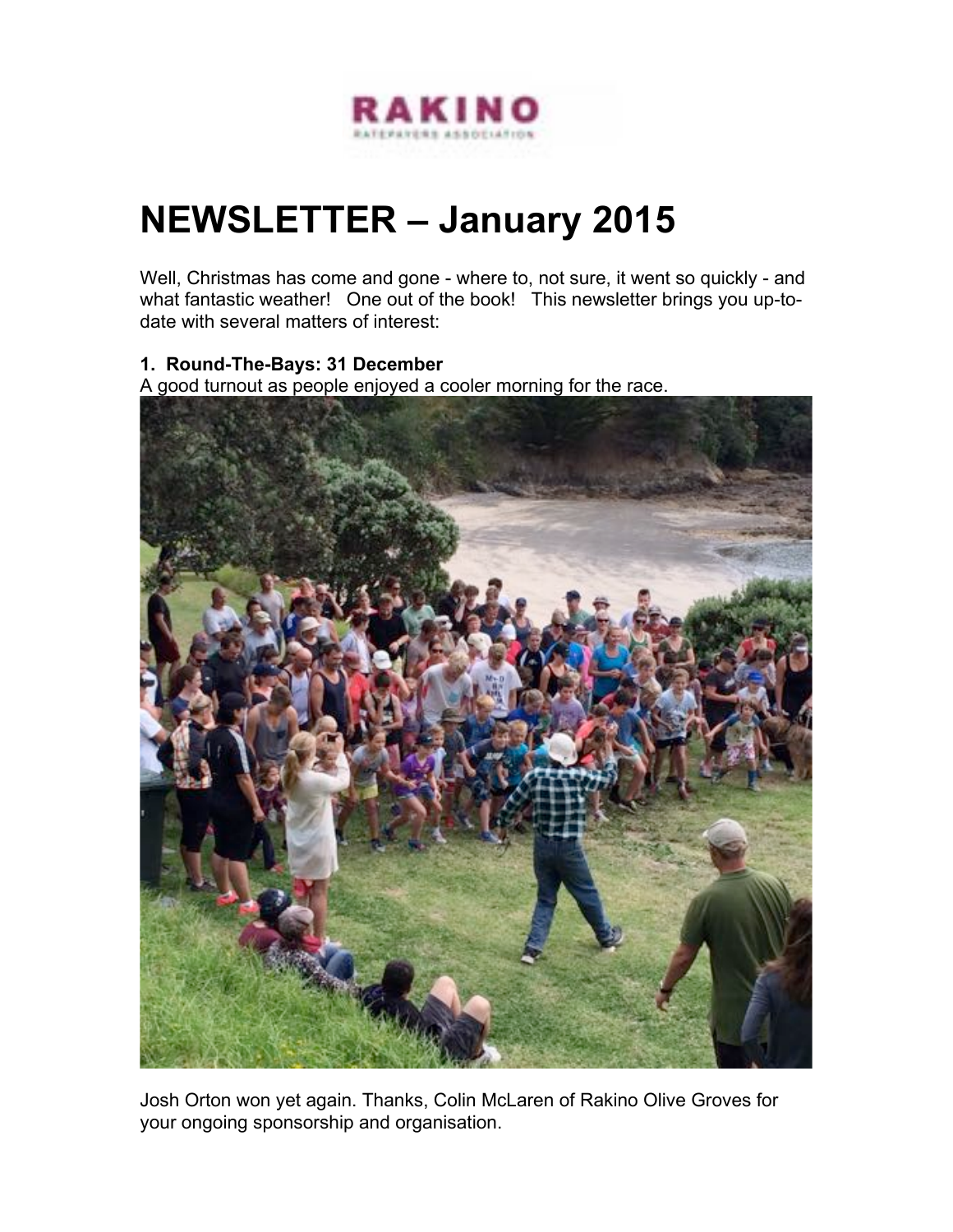RAKINO

RATEPAYERS ASSOCIATION

# NEWSLETTER – January 2015

Well, Christmas has come and gone - where to, not sure, it went so quickly - and what fantastic weather! One out of the book! This newsletter brings you up-to-date with several matters of interest:

**1. Round-The-Bays: 31 December**

A good turnout as people enjoyed a cooler morning for the race.

Josh Orton won yet again. Thanks, Colin McLaren of Rakino Olive Groves for your ongoing sponsorship and organisation.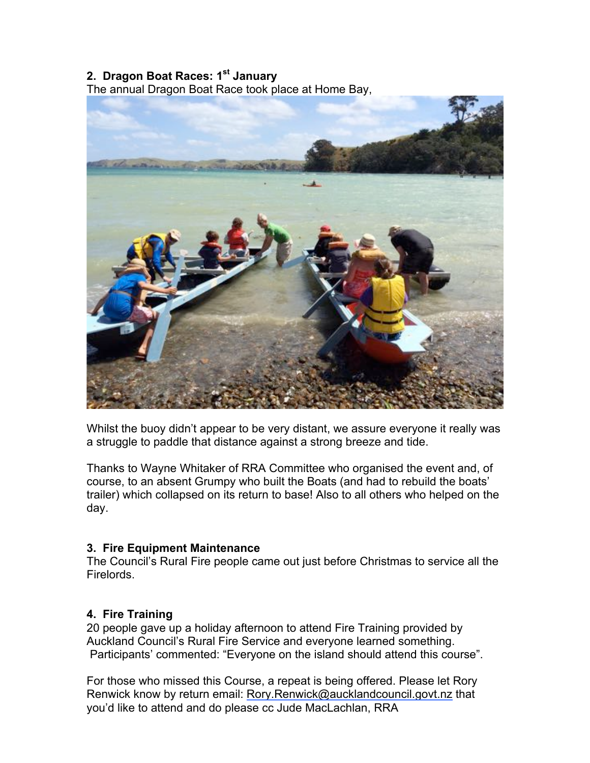### 2. Dragon Boat Races: 1st January

The annual Dragon Boat Race took place at Home Bay,

Whilst the buoy didn't appear to be very distant, we assure everyone it really was a struggle to paddle that distance against a strong breeze and tide.

Thanks to Wayne Whitaker of RRA Committee who organised the event and, of course, to an absent Grumpy who built the Boats (and had to rebuild the boats' trailer) which collapsed on its return to base! Also to all others who helped on the day.

### 3. Fire Equipment Maintenance

The Council's Rural Fire people came out just before Christmas to service all the Firelords.

### 4. Fire Training

20 people gave up a holiday afternoon to attend Fire Training provided by Auckland Council's Rural Fire Service and everyone learned something. Participants' commented: "Everyone on the island should attend this course".

For those who missed this Course, a repeat is being offered. Please let Rory Renwick know by return email: Rory.Renwick@aucklandcouncil.govt.nz that you'd like to attend and do please cc Jude MacLachlan, RRA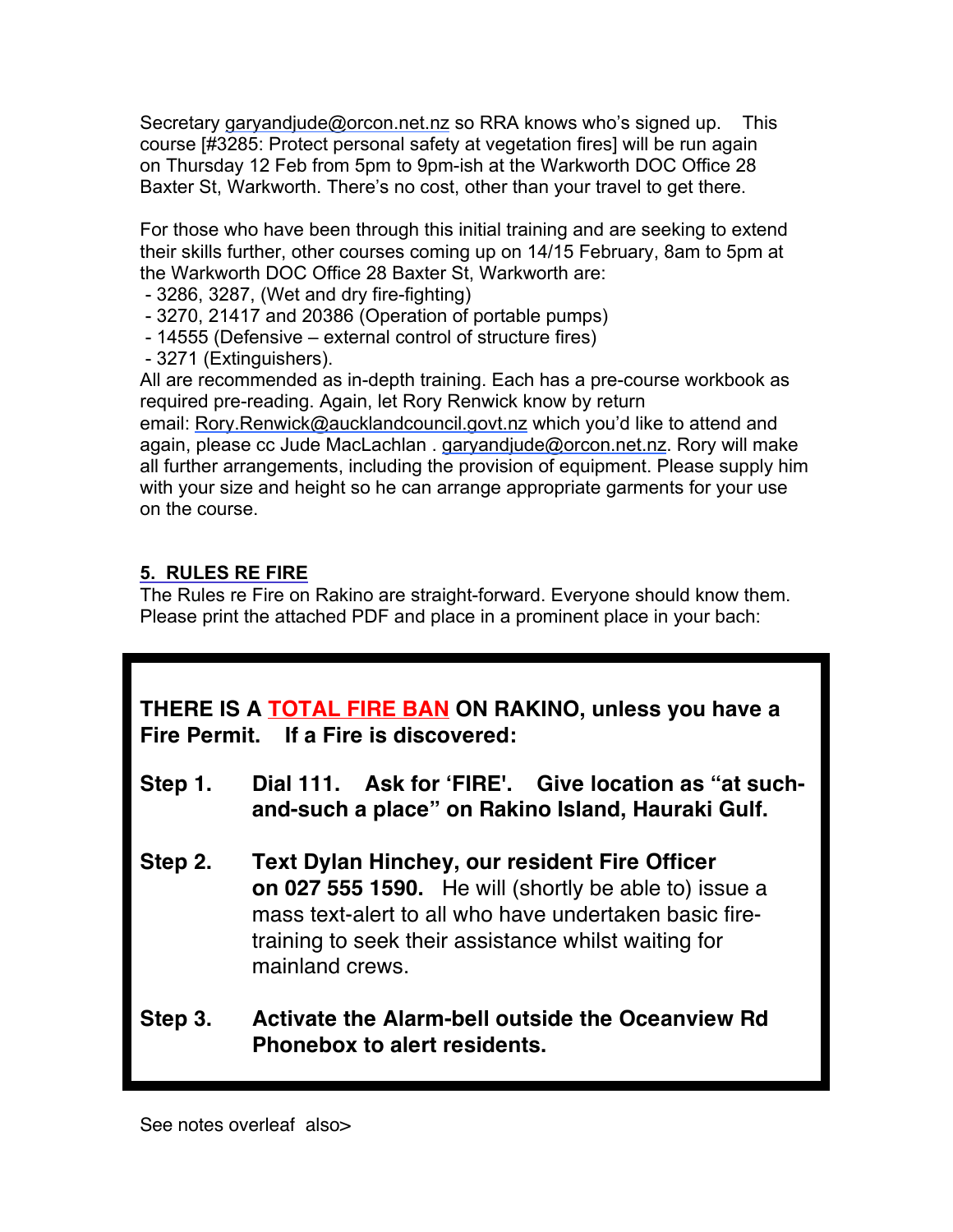Secretary garyandjude@orcon.net.nz so RRA knows who's signed up. This course [#3285: Protect personal safety at vegetation fires] will be run again on Thursday 12 Feb from 5pm to 9pm-ish at the Warkworth DOC Office 28 Baxter St, Warkworth. There's no cost, other than your travel to get there.

For those who have been through this initial training and are seeking to extend their skills further, other courses coming up on 14/15 February, 8am to 5pm at the Warkworth DOC Office 28 Baxter St, Warkworth are:

- 3286, 3287, (Wet and dry fire-fighting)
- 3270, 21417 and 20386 (Operation of portable pumps)
- 14555 (Defensive – external control of structure fires)
- 3271 (Extinguishers).

All are recommended as in-depth training. Each has a pre-course workbook as required pre-reading. Again, let Rory Renwick know by return email: Rory.Renwick@aucklandcouncil.govt.nz which you'd like to attend and again, please cc Jude MacLachlan . garyandjude@orcon.net.nz. Rory will make all further arrangements, including the provision of equipment. Please supply him with your size and height so he can arrange appropriate garments for your use on the course.

## 5. RULES RE FIRE

The Rules re Fire on Rakino are straight-forward. Everyone should know them. Please print the attached PDF and place in a prominent place in your bach:

**THERE IS A TOTAL FIRE BAN ON RAKINO, unless you have a Fire Permit. If a Fire is discovered:**

**Step 1.** **Dial 111. Ask for 'FIRE'. Give location as "at such-and-such a place" on Rakino Island, Hauraki Gulf.**

**Step 2.** **Text Dylan Hinchey, our resident Fire Officer on 027 555 1590.** He will (shortly be able to) issue a mass text-alert to all who have undertaken basic fire-training to seek their assistance whilst waiting for mainland crews.

**Step 3.** **Activate the Alarm-bell outside the Oceanview Rd Phonebox to alert residents.**

See notes overleaf also>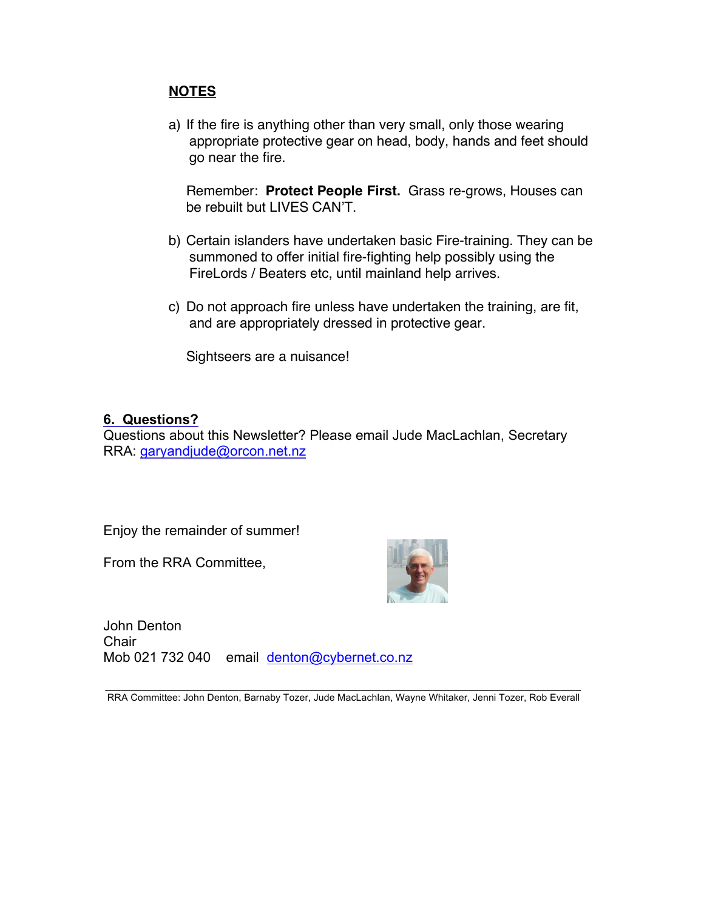**NOTES**

a) If the fire is anything other than very small, only those wearing appropriate protective gear on head, body, hands and feet should go near the fire.

Remember: **Protect People First.** Grass re-grows, Houses can be rebuilt but LIVES CAN'T.

b) Certain islanders have undertaken basic Fire-training. They can be summoned to offer initial fire-fighting help possibly using the FireLords / Beaters etc, until mainland help arrives.

c) Do not approach fire unless have undertaken the training, are fit, and are appropriately dressed in protective gear.

Sightseers are a nuisance!

## 6. Questions?

Questions about this Newsletter? Please email Jude MacLachlan, Secretary RRA: garyandjude@orcon.net.nz

Enjoy the remainder of summer!

From the RRA Committee,

John Denton
Chair
Mob 021 732 040 email denton@cybernet.co.nz

RRA Committee: John Denton, Barnaby Tozer, Jude MacLachlan, Wayne Whitaker, Jenni Tozer, Rob Everall